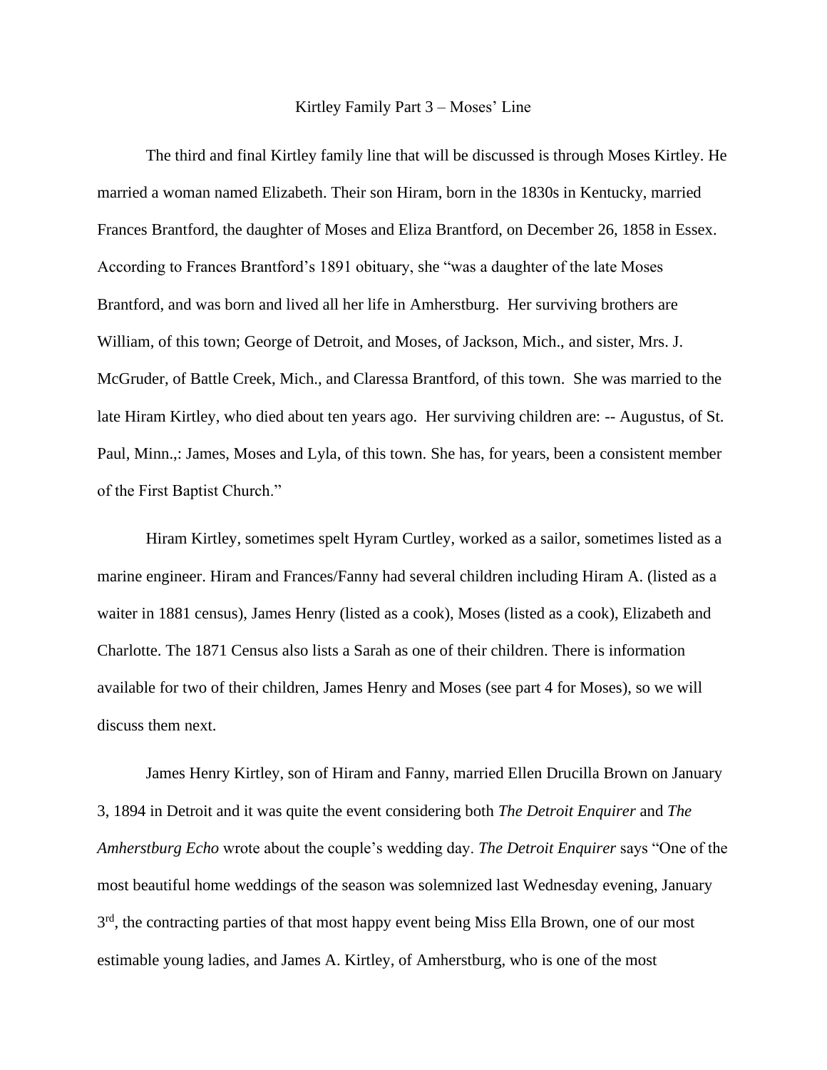# Kirtley Family Part 3 – Moses' Line

The third and final Kirtley family line that will be discussed is through Moses Kirtley. He married a woman named Elizabeth. Their son Hiram, born in the 1830s in Kentucky, married Frances Brantford, the daughter of Moses and Eliza Brantford, on December 26, 1858 in Essex. According to Frances Brantford's 1891 obituary, she "was a daughter of the late Moses Brantford, and was born and lived all her life in Amherstburg. Her surviving brothers are William, of this town; George of Detroit, and Moses, of Jackson, Mich., and sister, Mrs. J. McGruder, of Battle Creek, Mich., and Claressa Brantford, of this town. She was married to the late Hiram Kirtley, who died about ten years ago. Her surviving children are: -- Augustus, of St. Paul, Minn.,: James, Moses and Lyla, of this town. She has, for years, been a consistent member of the First Baptist Church."

Hiram Kirtley, sometimes spelt Hyram Curtley, worked as a sailor, sometimes listed as a marine engineer. Hiram and Frances/Fanny had several children including Hiram A. (listed as a waiter in 1881 census), James Henry (listed as a cook), Moses (listed as a cook), Elizabeth and Charlotte. The 1871 Census also lists a Sarah as one of their children. There is information available for two of their children, James Henry and Moses (see part 4 for Moses), so we will discuss them next.

James Henry Kirtley, son of Hiram and Fanny, married Ellen Drucilla Brown on January 3, 1894 in Detroit and it was quite the event considering both *The Detroit Enquirer* and *The Amherstburg Echo* wrote about the couple's wedding day. *The Detroit Enquirer* says "One of the most beautiful home weddings of the season was solemnized last Wednesday evening, January 3rd, the contracting parties of that most happy event being Miss Ella Brown, one of our most estimable young ladies, and James A. Kirtley, of Amherstburg, who is one of the most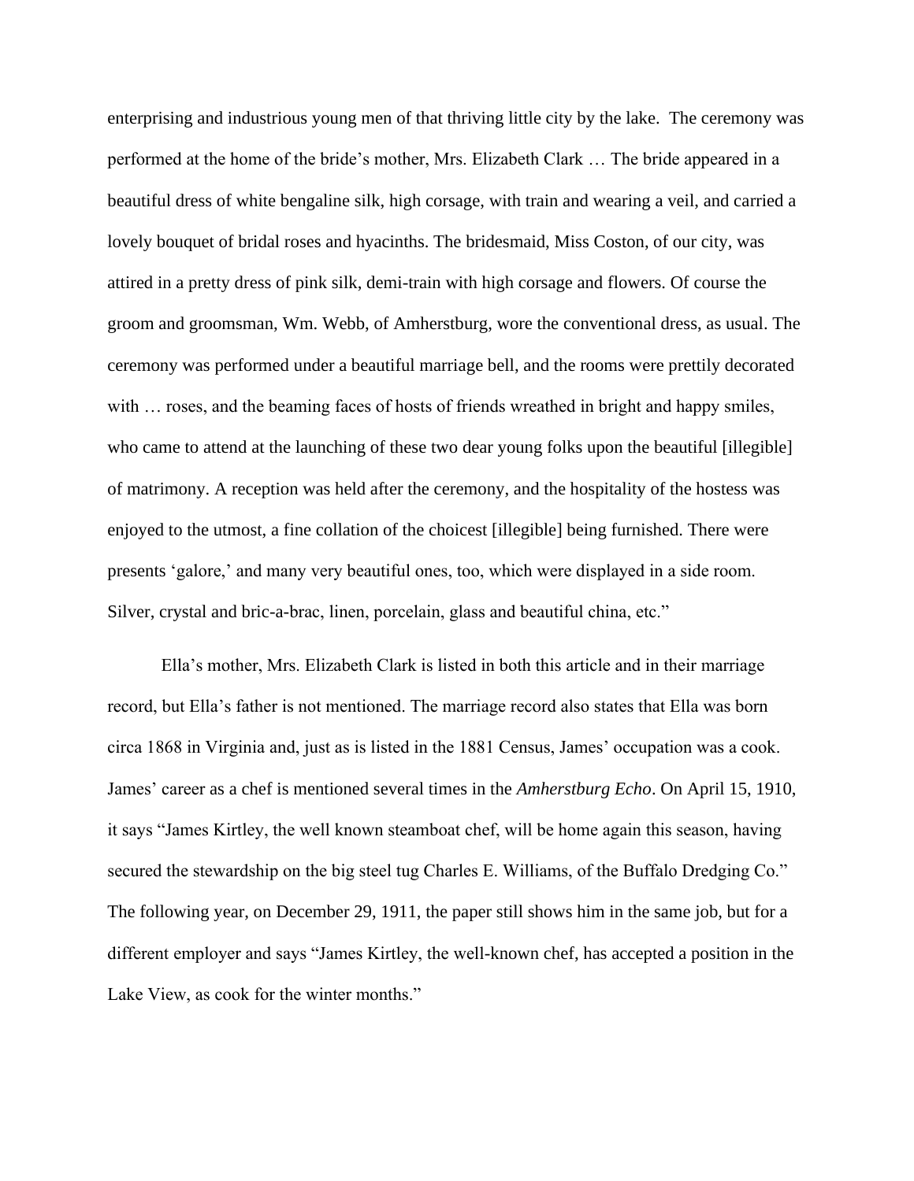enterprising and industrious young men of that thriving little city by the lake. The ceremony was performed at the home of the bride's mother, Mrs. Elizabeth Clark … The bride appeared in a beautiful dress of white bengaline silk, high corsage, with train and wearing a veil, and carried a lovely bouquet of bridal roses and hyacinths. The bridesmaid, Miss Coston, of our city, was attired in a pretty dress of pink silk, demi-train with high corsage and flowers. Of course the groom and groomsman, Wm. Webb, of Amherstburg, wore the conventional dress, as usual. The ceremony was performed under a beautiful marriage bell, and the rooms were prettily decorated with … roses, and the beaming faces of hosts of friends wreathed in bright and happy smiles, who came to attend at the launching of these two dear young folks upon the beautiful [illegible] of matrimony. A reception was held after the ceremony, and the hospitality of the hostess was enjoyed to the utmost, a fine collation of the choicest [illegible] being furnished. There were presents 'galore,' and many very beautiful ones, too, which were displayed in a side room. Silver, crystal and bric-a-brac, linen, porcelain, glass and beautiful china, etc."

Ella's mother, Mrs. Elizabeth Clark is listed in both this article and in their marriage record, but Ella's father is not mentioned. The marriage record also states that Ella was born circa 1868 in Virginia and, just as is listed in the 1881 Census, James' occupation was a cook. James' career as a chef is mentioned several times in the *Amherstburg Echo*. On April 15, 1910, it says "James Kirtley, the well known steamboat chef, will be home again this season, having secured the stewardship on the big steel tug Charles E. Williams, of the Buffalo Dredging Co." The following year, on December 29, 1911, the paper still shows him in the same job, but for a different employer and says "James Kirtley, the well-known chef, has accepted a position in the Lake View, as cook for the winter months."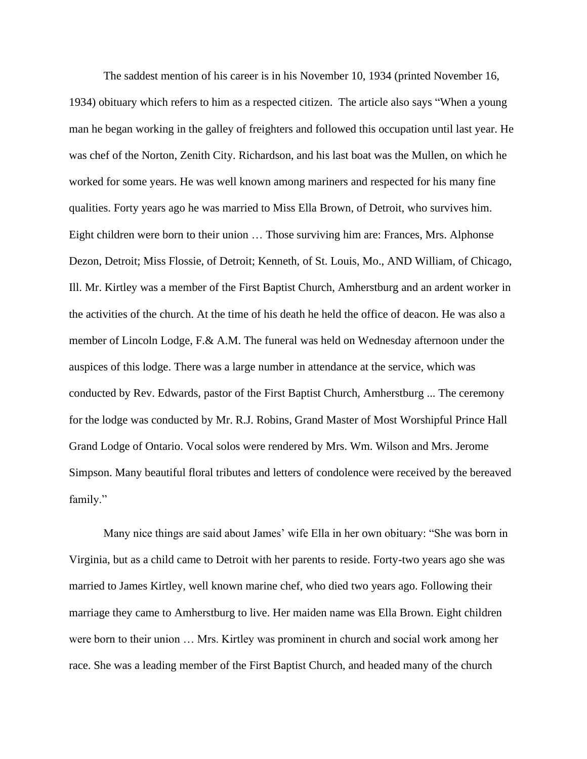The saddest mention of his career is in his November 10, 1934 (printed November 16, 1934) obituary which refers to him as a respected citizen. The article also says "When a young man he began working in the galley of freighters and followed this occupation until last year. He was chef of the Norton, Zenith City. Richardson, and his last boat was the Mullen, on which he worked for some years. He was well known among mariners and respected for his many fine qualities. Forty years ago he was married to Miss Ella Brown, of Detroit, who survives him. Eight children were born to their union … Those surviving him are: Frances, Mrs. Alphonse Dezon, Detroit; Miss Flossie, of Detroit; Kenneth, of St. Louis, Mo., AND William, of Chicago, Ill. Mr. Kirtley was a member of the First Baptist Church, Amherstburg and an ardent worker in the activities of the church. At the time of his death he held the office of deacon. He was also a member of Lincoln Lodge, F.& A.M. The funeral was held on Wednesday afternoon under the auspices of this lodge. There was a large number in attendance at the service, which was conducted by Rev. Edwards, pastor of the First Baptist Church, Amherstburg ... The ceremony for the lodge was conducted by Mr. R.J. Robins, Grand Master of Most Worshipful Prince Hall Grand Lodge of Ontario. Vocal solos were rendered by Mrs. Wm. Wilson and Mrs. Jerome Simpson. Many beautiful floral tributes and letters of condolence were received by the bereaved family."

Many nice things are said about James' wife Ella in her own obituary: "She was born in Virginia, but as a child came to Detroit with her parents to reside. Forty-two years ago she was married to James Kirtley, well known marine chef, who died two years ago. Following their marriage they came to Amherstburg to live. Her maiden name was Ella Brown. Eight children were born to their union … Mrs. Kirtley was prominent in church and social work among her race. She was a leading member of the First Baptist Church, and headed many of the church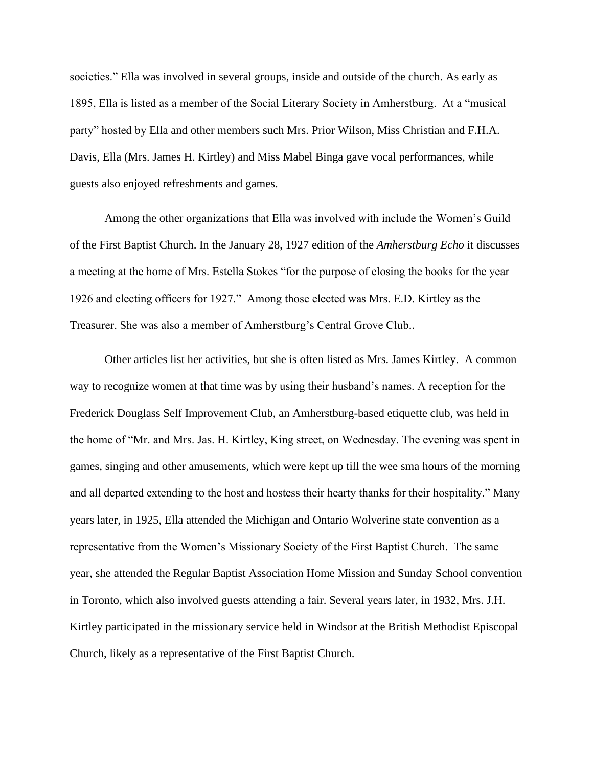societies." Ella was involved in several groups, inside and outside of the church. As early as 1895, Ella is listed as a member of the Social Literary Society in Amherstburg. At a "musical party" hosted by Ella and other members such Mrs. Prior Wilson, Miss Christian and F.H.A. Davis, Ella (Mrs. James H. Kirtley) and Miss Mabel Binga gave vocal performances, while guests also enjoyed refreshments and games.

Among the other organizations that Ella was involved with include the Women's Guild of the First Baptist Church. In the January 28, 1927 edition of the *Amherstburg Echo* it discusses a meeting at the home of Mrs. Estella Stokes "for the purpose of closing the books for the year 1926 and electing officers for 1927." Among those elected was Mrs. E.D. Kirtley as the Treasurer. She was also a member of Amherstburg's Central Grove Club..

Other articles list her activities, but she is often listed as Mrs. James Kirtley. A common way to recognize women at that time was by using their husband's names. A reception for the Frederick Douglass Self Improvement Club, an Amherstburg-based etiquette club, was held in the home of "Mr. and Mrs. Jas. H. Kirtley, King street, on Wednesday. The evening was spent in games, singing and other amusements, which were kept up till the wee sma hours of the morning and all departed extending to the host and hostess their hearty thanks for their hospitality." Many years later, in 1925, Ella attended the Michigan and Ontario Wolverine state convention as a representative from the Women's Missionary Society of the First Baptist Church. The same year, she attended the Regular Baptist Association Home Mission and Sunday School convention in Toronto, which also involved guests attending a fair. Several years later, in 1932, Mrs. J.H. Kirtley participated in the missionary service held in Windsor at the British Methodist Episcopal Church, likely as a representative of the First Baptist Church.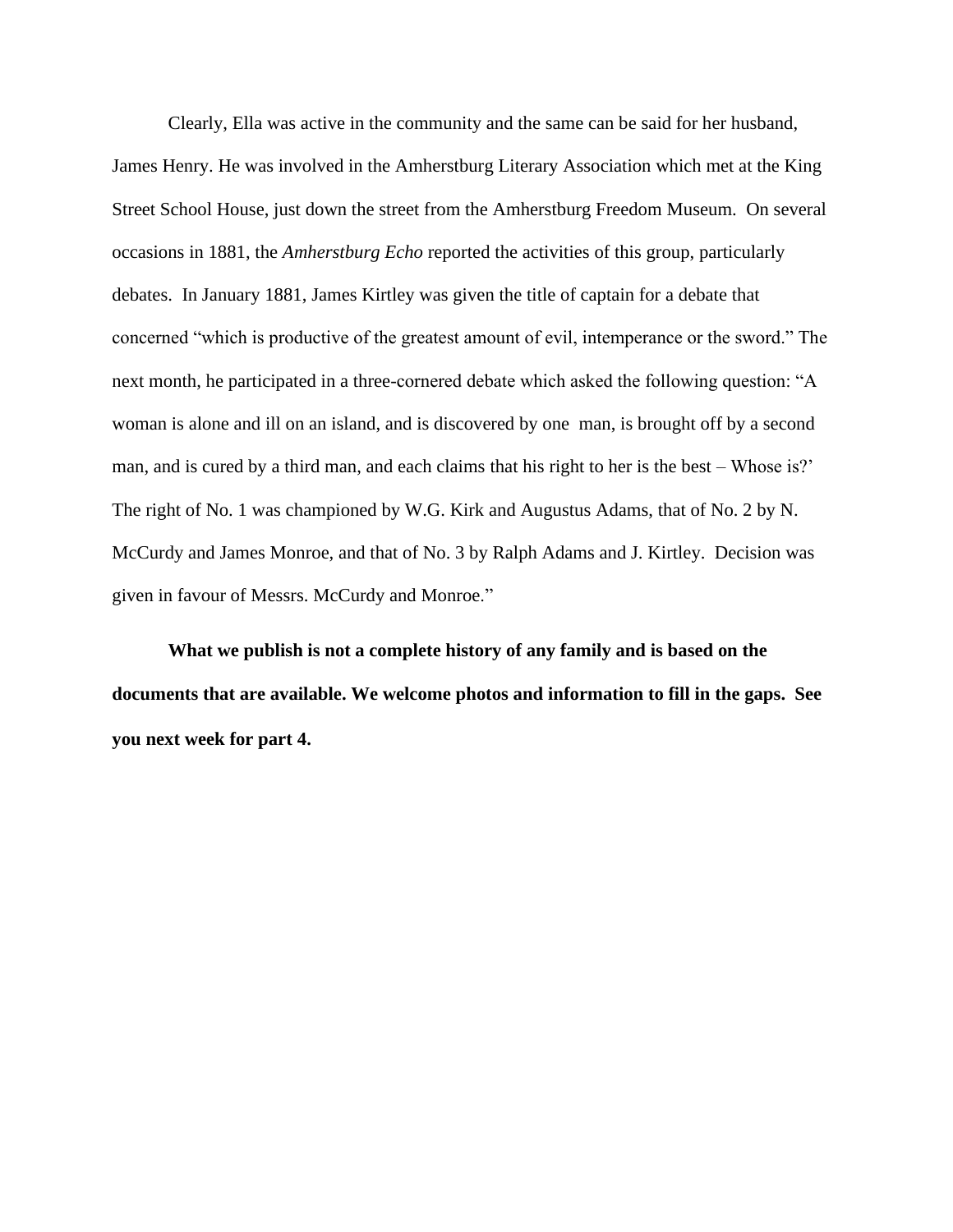Clearly, Ella was active in the community and the same can be said for her husband, James Henry. He was involved in the Amherstburg Literary Association which met at the King Street School House, just down the street from the Amherstburg Freedom Museum. On several occasions in 1881, the *Amherstburg Echo* reported the activities of this group, particularly debates. In January 1881, James Kirtley was given the title of captain for a debate that concerned "which is productive of the greatest amount of evil, intemperance or the sword." The next month, he participated in a three-cornered debate which asked the following question: "A woman is alone and ill on an island, and is discovered by one man, is brought off by a second man, and is cured by a third man, and each claims that his right to her is the best – Whose is?' The right of No. 1 was championed by W.G. Kirk and Augustus Adams, that of No. 2 by N. McCurdy and James Monroe, and that of No. 3 by Ralph Adams and J. Kirtley. Decision was given in favour of Messrs. McCurdy and Monroe."

**What we publish is not a complete history of any family and is based on the documents that are available. We welcome photos and information to fill in the gaps. See you next week for part 4.**